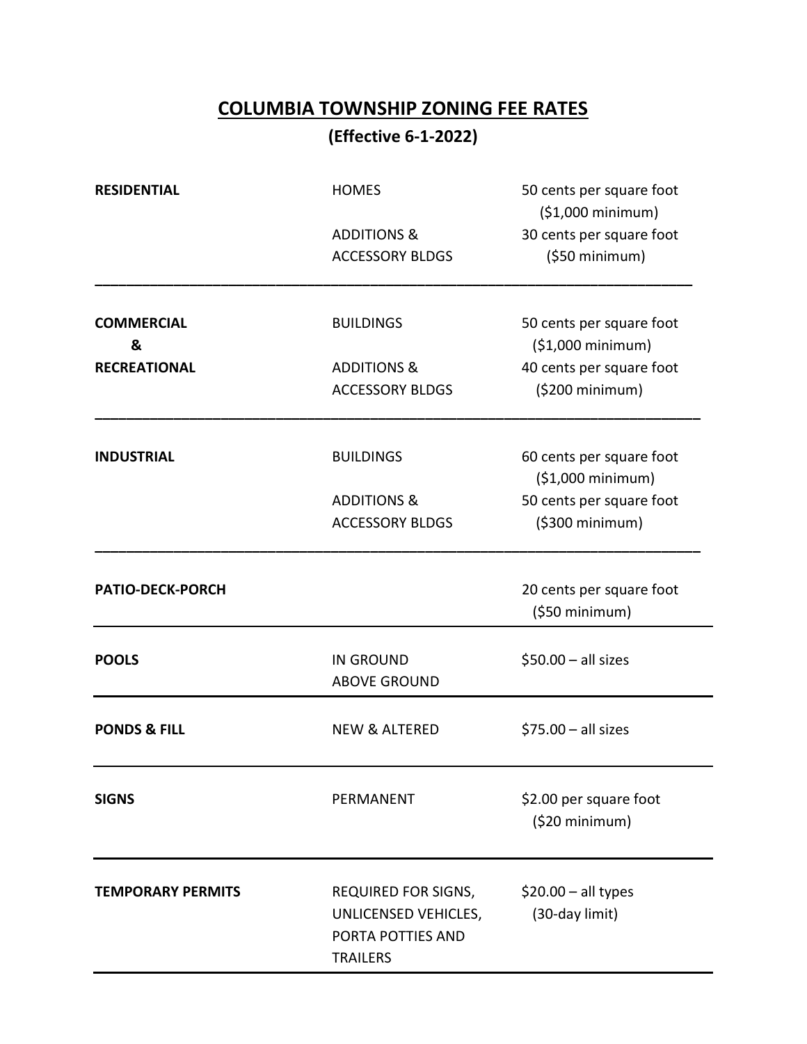# COLUMBIA TOWNSHIP ZONING FEE RATES

**(Effective 6-1-2022)**

| | | |
|---|---|---|
| **RESIDENTIAL** | HOMES | 50 cents per square foot ($1,000 minimum) |
| | ADDITIONS & ACCESSORY BLDGS | 30 cents per square foot ($50 minimum) |
| **COMMERCIAL & RECREATIONAL** | BUILDINGS | 50 cents per square foot ($1,000 minimum) |
| | ADDITIONS & ACCESSORY BLDGS | 40 cents per square foot ($200 minimum) |
| **INDUSTRIAL** | BUILDINGS | 60 cents per square foot ($1,000 minimum) |
| | ADDITIONS & ACCESSORY BLDGS | 50 cents per square foot ($300 minimum) |
| **PATIO-DECK-PORCH** | | 20 cents per square foot ($50 minimum) |
| **POOLS** | IN GROUND ABOVE GROUND | $50.00 – all sizes |
| **PONDS & FILL** | NEW & ALTERED | $75.00 – all sizes |
| **SIGNS** | PERMANENT | $2.00 per square foot ($20 minimum) |
| **TEMPORARY PERMITS** | REQUIRED FOR SIGNS, UNLICENSED VEHICLES, PORTA POTTIES AND TRAILERS | $20.00 – all types (30-day limit) |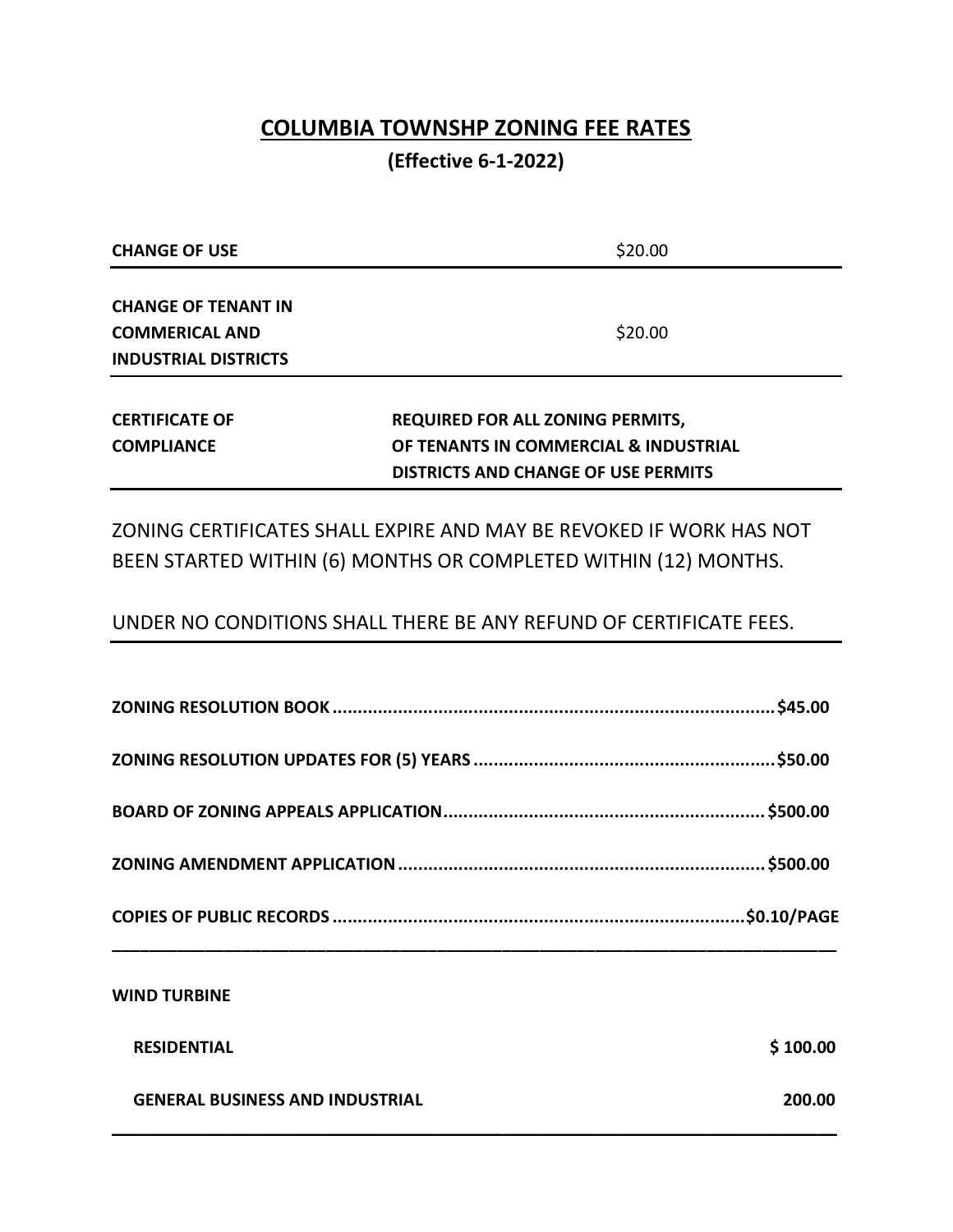## COLUMBIA TOWNSHP ZONING FEE RATES

**(Effective 6-1-2022)**

| | |
|---|---|
| **CHANGE OF USE** | $20.00 |
| **CHANGE OF TENANT IN COMMERICAL AND INDUSTRIAL DISTRICTS** | $20.00 |
| **CERTIFICATE OF COMPLIANCE** | **REQUIRED FOR ALL ZONING PERMITS, OF TENANTS IN COMMERCIAL & INDUSTRIAL DISTRICTS AND CHANGE OF USE PERMITS** |

ZONING CERTIFICATES SHALL EXPIRE AND MAY BE REVOKED IF WORK HAS NOT BEEN STARTED WITHIN (6) MONTHS OR COMPLETED WITHIN (12) MONTHS.

UNDER NO CONDITIONS SHALL THERE BE ANY REFUND OF CERTIFICATE FEES.

---

**ZONING RESOLUTION BOOK ........................................................................................ $45.00**

**ZONING RESOLUTION UPDATES FOR (5) YEARS ........................................................... $50.00**

**BOARD OF ZONING APPEALS APPLICATION ................................................................ $500.00**

**ZONING AMENDMENT APPLICATION ......................................................................... $500.00**

**COPIES OF PUBLIC RECORDS ................................................................................... $0.10/PAGE**

---

**WIND TURBINE**

| | |
|---|---|
| **RESIDENTIAL** | **$ 100.00** |
| **GENERAL BUSINESS AND INDUSTRIAL** | **200.00** |